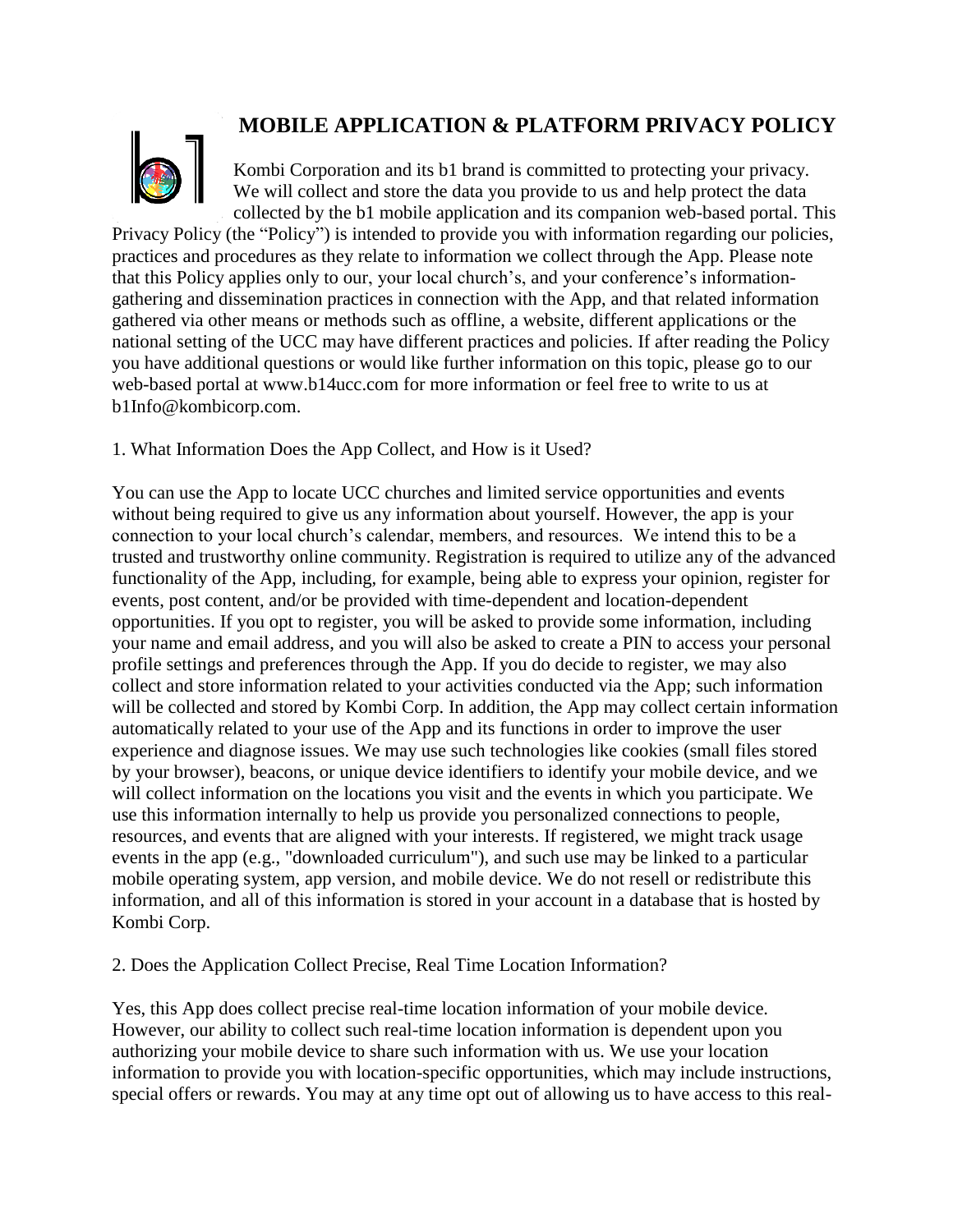# MOBILE APPLICATION & PLATFORM PRIVACY POLICY

Kombi Corporation and its b1 brand is committed to protecting your privacy. We will collect and store the data you provide to us and help protect the data collected by the b1 mobile application and its companion web-based portal. This Privacy Policy (the "Policy") is intended to provide you with information regarding our policies, practices and procedures as they relate to information we collect through the App. Please note that this Policy applies only to our, your local church's, and your conference's information-gathering and dissemination practices in connection with the App, and that related information gathered via other means or methods such as offline, a website, different applications or the national setting of the UCC may have different practices and policies. If after reading the Policy you have additional questions or would like further information on this topic, please go to our web-based portal at www.b14ucc.com for more information or feel free to write to us at b1Info@kombicorp.com.

1. What Information Does the App Collect, and How is it Used?

You can use the App to locate UCC churches and limited service opportunities and events without being required to give us any information about yourself. However, the app is your connection to your local church's calendar, members, and resources. We intend this to be a trusted and trustworthy online community. Registration is required to utilize any of the advanced functionality of the App, including, for example, being able to express your opinion, register for events, post content, and/or be provided with time-dependent and location-dependent opportunities. If you opt to register, you will be asked to provide some information, including your name and email address, and you will also be asked to create a PIN to access your personal profile settings and preferences through the App. If you do decide to register, we may also collect and store information related to your activities conducted via the App; such information will be collected and stored by Kombi Corp. In addition, the App may collect certain information automatically related to your use of the App and its functions in order to improve the user experience and diagnose issues. We may use such technologies like cookies (small files stored by your browser), beacons, or unique device identifiers to identify your mobile device, and we will collect information on the locations you visit and the events in which you participate. We use this information internally to help us provide you personalized connections to people, resources, and events that are aligned with your interests. If registered, we might track usage events in the app (e.g., "downloaded curriculum"), and such use may be linked to a particular mobile operating system, app version, and mobile device. We do not resell or redistribute this information, and all of this information is stored in your account in a database that is hosted by Kombi Corp.

2. Does the Application Collect Precise, Real Time Location Information?

Yes, this App does collect precise real-time location information of your mobile device. However, our ability to collect such real-time location information is dependent upon you authorizing your mobile device to share such information with us. We use your location information to provide you with location-specific opportunities, which may include instructions, special offers or rewards. You may at any time opt out of allowing us to have access to this real-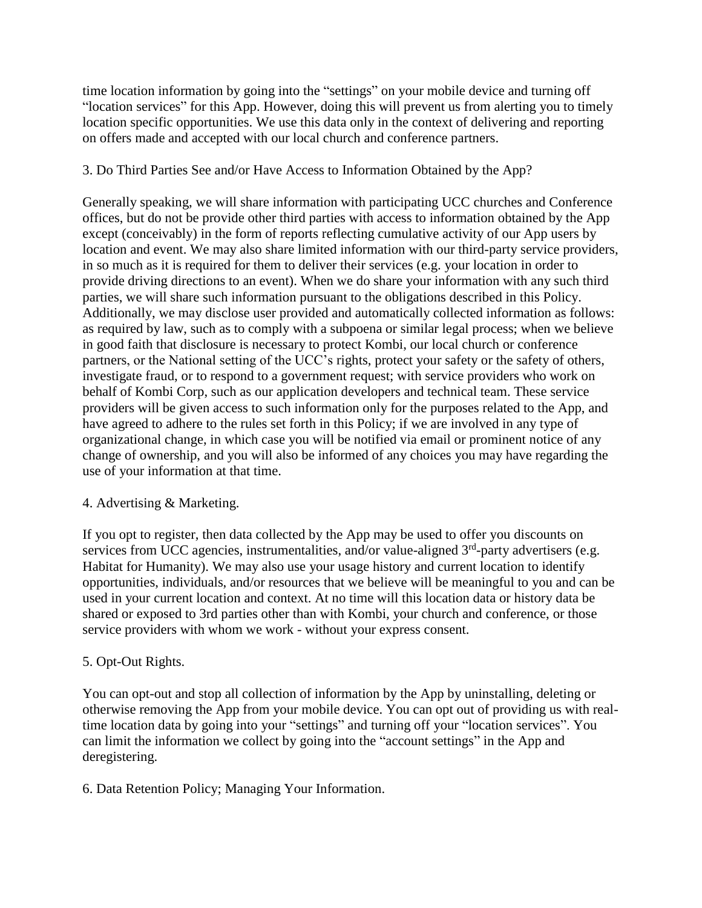time location information by going into the “settings” on your mobile device and turning off “location services” for this App. However, doing this will prevent us from alerting you to timely location specific opportunities. We use this data only in the context of delivering and reporting on offers made and accepted with our local church and conference partners.

3. Do Third Parties See and/or Have Access to Information Obtained by the App?

Generally speaking, we will share information with participating UCC churches and Conference offices, but do not be provide other third parties with access to information obtained by the App except (conceivably) in the form of reports reflecting cumulative activity of our App users by location and event. We may also share limited information with our third-party service providers, in so much as it is required for them to deliver their services (e.g. your location in order to provide driving directions to an event). When we do share your information with any such third parties, we will share such information pursuant to the obligations described in this Policy. Additionally, we may disclose user provided and automatically collected information as follows: as required by law, such as to comply with a subpoena or similar legal process; when we believe in good faith that disclosure is necessary to protect Kombi, our local church or conference partners, or the National setting of the UCC’s rights, protect your safety or the safety of others, investigate fraud, or to respond to a government request; with service providers who work on behalf of Kombi Corp, such as our application developers and technical team. These service providers will be given access to such information only for the purposes related to the App, and have agreed to adhere to the rules set forth in this Policy; if we are involved in any type of organizational change, in which case you will be notified via email or prominent notice of any change of ownership, and you will also be informed of any choices you may have regarding the use of your information at that time.

4. Advertising & Marketing.

If you opt to register, then data collected by the App may be used to offer you discounts on services from UCC agencies, instrumentalities, and/or value-aligned 3rd-party advertisers (e.g. Habitat for Humanity). We may also use your usage history and current location to identify opportunities, individuals, and/or resources that we believe will be meaningful to you and can be used in your current location and context. At no time will this location data or history data be shared or exposed to 3rd parties other than with Kombi, your church and conference, or those service providers with whom we work - without your express consent.

5. Opt-Out Rights.

You can opt-out and stop all collection of information by the App by uninstalling, deleting or otherwise removing the App from your mobile device. You can opt out of providing us with real-time location data by going into your “settings” and turning off your “location services”. You can limit the information we collect by going into the “account settings” in the App and deregistering.

6. Data Retention Policy; Managing Your Information.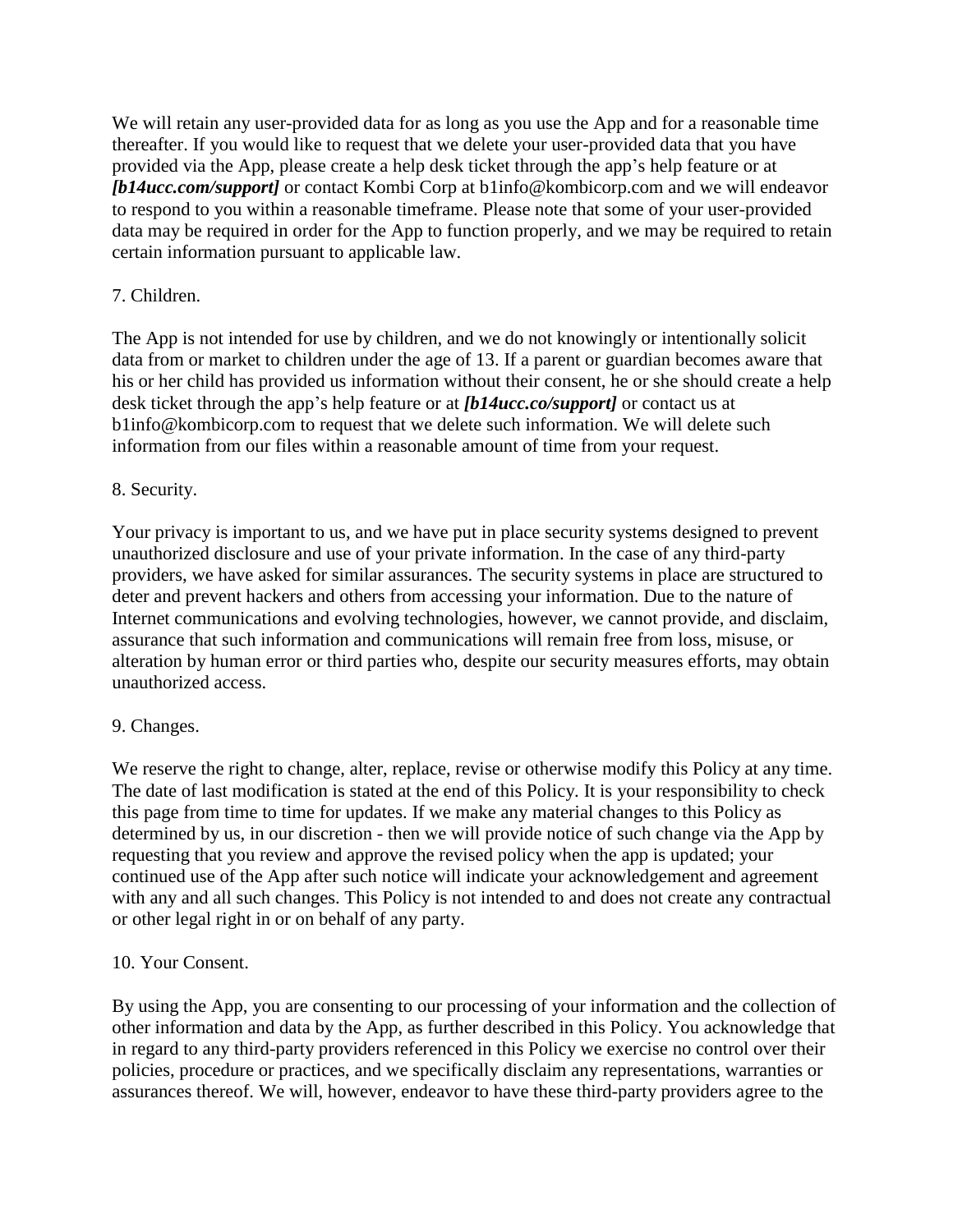We will retain any user-provided data for as long as you use the App and for a reasonable time thereafter. If you would like to request that we delete your user-provided data that you have provided via the App, please create a help desk ticket through the app's help feature or at ***[b14ucc.com/support]*** or contact Kombi Corp at b1info@kombicorp.com and we will endeavor to respond to you within a reasonable timeframe. Please note that some of your user-provided data may be required in order for the App to function properly, and we may be required to retain certain information pursuant to applicable law.

7. Children.

The App is not intended for use by children, and we do not knowingly or intentionally solicit data from or market to children under the age of 13. If a parent or guardian becomes aware that his or her child has provided us information without their consent, he or she should create a help desk ticket through the app's help feature or at ***[b14ucc.co/support]*** or contact us at b1info@kombicorp.com to request that we delete such information. We will delete such information from our files within a reasonable amount of time from your request.

8. Security.

Your privacy is important to us, and we have put in place security systems designed to prevent unauthorized disclosure and use of your private information. In the case of any third-party providers, we have asked for similar assurances. The security systems in place are structured to deter and prevent hackers and others from accessing your information. Due to the nature of Internet communications and evolving technologies, however, we cannot provide, and disclaim, assurance that such information and communications will remain free from loss, misuse, or alteration by human error or third parties who, despite our security measures efforts, may obtain unauthorized access.

9. Changes.

We reserve the right to change, alter, replace, revise or otherwise modify this Policy at any time. The date of last modification is stated at the end of this Policy. It is your responsibility to check this page from time to time for updates. If we make any material changes to this Policy as determined by us, in our discretion - then we will provide notice of such change via the App by requesting that you review and approve the revised policy when the app is updated; your continued use of the App after such notice will indicate your acknowledgement and agreement with any and all such changes. This Policy is not intended to and does not create any contractual or other legal right in or on behalf of any party.

10. Your Consent.

By using the App, you are consenting to our processing of your information and the collection of other information and data by the App, as further described in this Policy. You acknowledge that in regard to any third-party providers referenced in this Policy we exercise no control over their policies, procedure or practices, and we specifically disclaim any representations, warranties or assurances thereof. We will, however, endeavor to have these third-party providers agree to the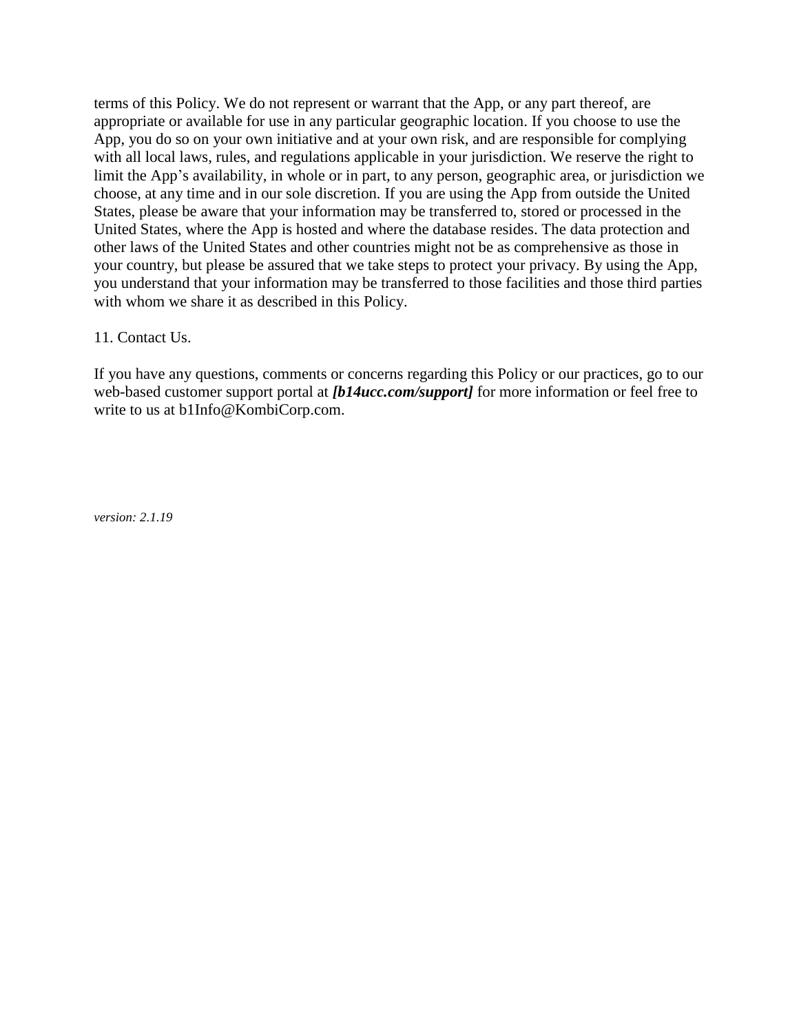terms of this Policy. We do not represent or warrant that the App, or any part thereof, are appropriate or available for use in any particular geographic location. If you choose to use the App, you do so on your own initiative and at your own risk, and are responsible for complying with all local laws, rules, and regulations applicable in your jurisdiction. We reserve the right to limit the App's availability, in whole or in part, to any person, geographic area, or jurisdiction we choose, at any time and in our sole discretion. If you are using the App from outside the United States, please be aware that your information may be transferred to, stored or processed in the United States, where the App is hosted and where the database resides. The data protection and other laws of the United States and other countries might not be as comprehensive as those in your country, but please be assured that we take steps to protect your privacy. By using the App, you understand that your information may be transferred to those facilities and those third parties with whom we share it as described in this Policy.

11. Contact Us.

If you have any questions, comments or concerns regarding this Policy or our practices, go to our web-based customer support portal at ***[b14ucc.com/support]*** for more information or feel free to write to us at b1Info@KombiCorp.com.

*version: 2.1.19*